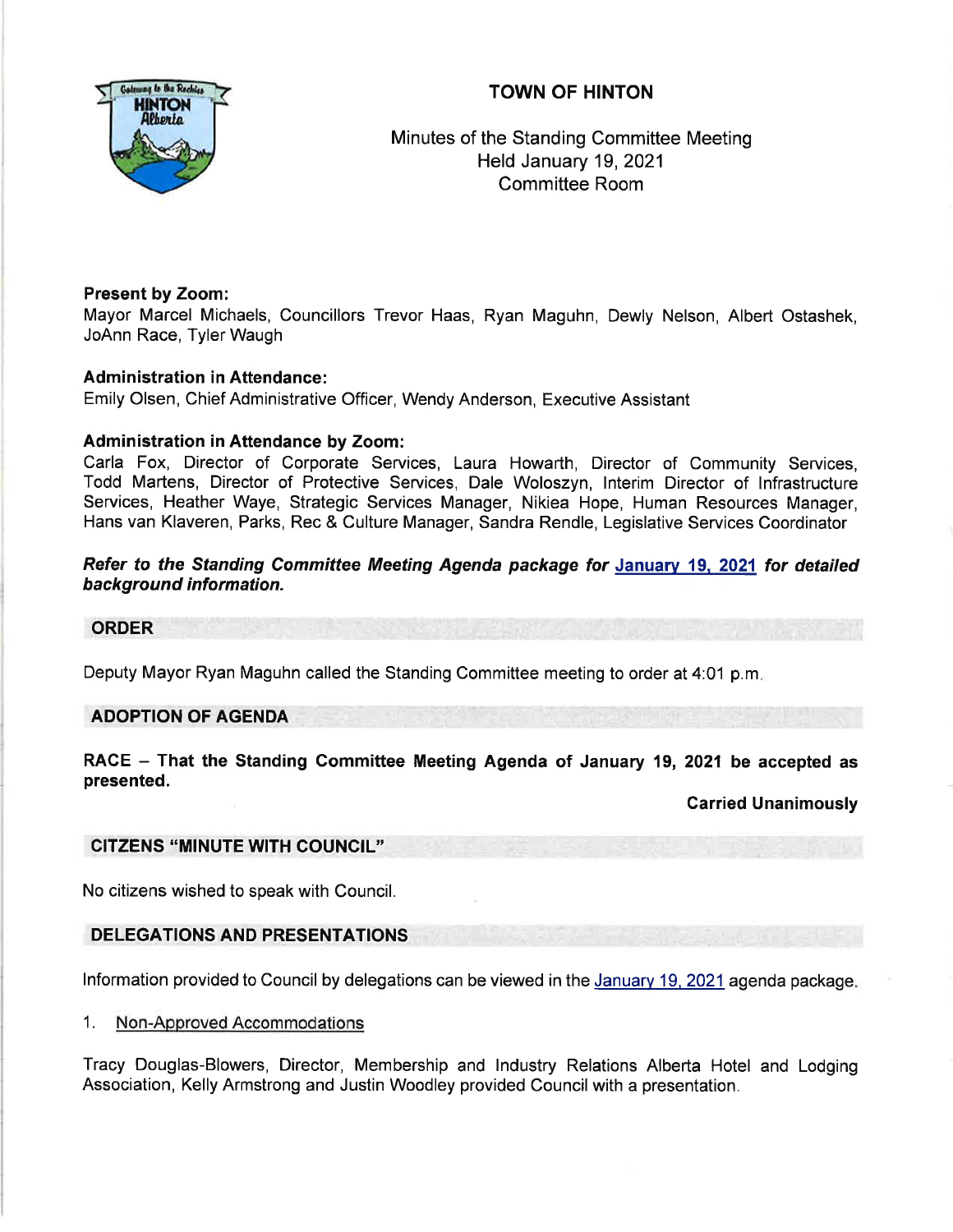# TOWN OF HINTON

Minutes of the Standing Committee Meeting
Held January 19, 2021
Committee Room

**Present by Zoom:**
Mayor Marcel Michaels, Councillors Trevor Haas, Ryan Maguhn, Dewly Nelson, Albert Ostashek, JoAnn Race, Tyler Waugh

**Administration in Attendance:**
Emily Olsen, Chief Administrative Officer, Wendy Anderson, Executive Assistant

**Administration in Attendance by Zoom:**
Carla Fox, Director of Corporate Services, Laura Howarth, Director of Community Services, Todd Martens, Director of Protective Services, Dale Woloszyn, Interim Director of Infrastructure Services, Heather Waye, Strategic Services Manager, Nikiea Hope, Human Resources Manager, Hans van Klaveren, Parks, Rec & Culture Manager, Sandra Rendle, Legislative Services Coordinator

***Refer to the Standing Committee Meeting Agenda package for January 19, 2021 for detailed background information.***

## ORDER

Deputy Mayor Ryan Maguhn called the Standing Committee meeting to order at 4:01 p.m.

## ADOPTION OF AGENDA

**RACE – That the Standing Committee Meeting Agenda of January 19, 2021 be accepted as presented.**

**Carried Unanimously**

## CITZENS "MINUTE WITH COUNCIL"

No citizens wished to speak with Council.

## DELEGATIONS AND PRESENTATIONS

Information provided to Council by delegations can be viewed in the January 19, 2021 agenda package.

1. Non-Approved Accommodations

Tracy Douglas-Blowers, Director, Membership and Industry Relations Alberta Hotel and Lodging Association, Kelly Armstrong and Justin Woodley provided Council with a presentation.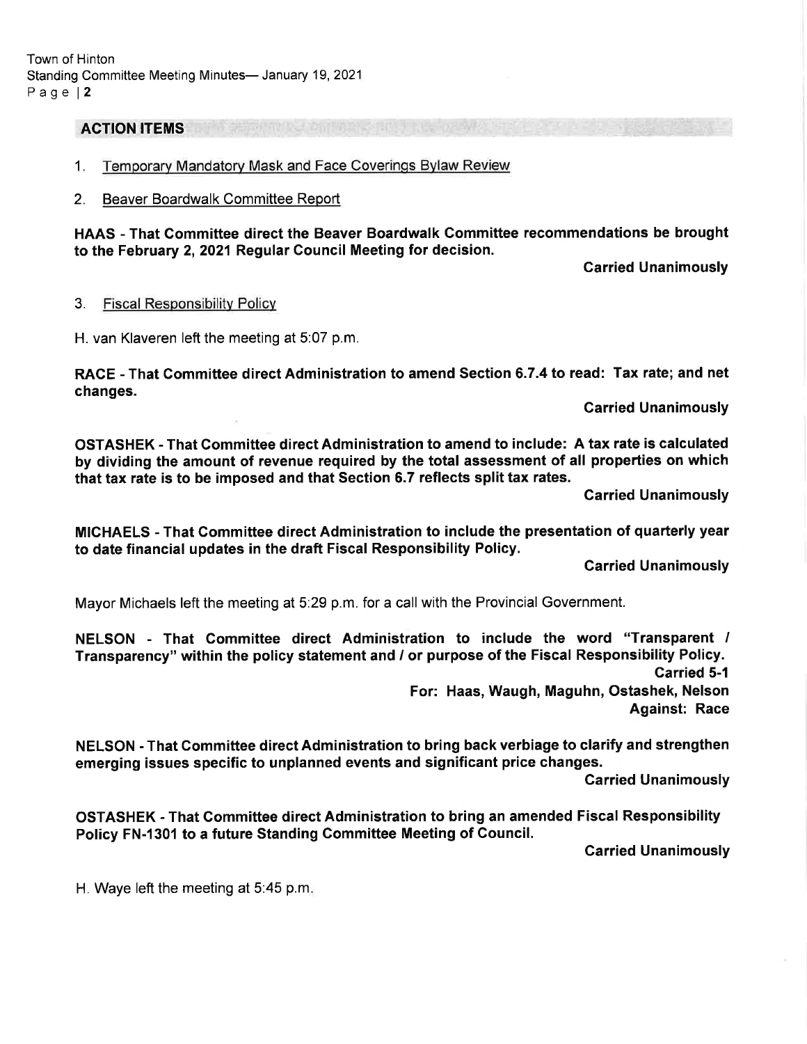## ACTION ITEMS

1. Temporary Mandatory Mask and Face Coverings Bylaw Review

2. Beaver Boardwalk Committee Report

**HAAS - That Committee direct the Beaver Boardwalk Committee recommendations be brought to the February 2, 2021 Regular Council Meeting for decision.**

**Carried Unanimously**

3. Fiscal Responsibility Policy

H. van Klaveren left the meeting at 5:07 p.m.

**RACE - That Committee direct Administration to amend Section 6.7.4 to read: Tax rate; and net changes.**

**Carried Unanimously**

**OSTASHEK - That Committee direct Administration to amend to include: A tax rate is calculated by dividing the amount of revenue required by the total assessment of all properties on which that tax rate is to be imposed and that Section 6.7 reflects split tax rates.**

**Carried Unanimously**

**MICHAELS - That Committee direct Administration to include the presentation of quarterly year to date financial updates in the draft Fiscal Responsibility Policy.**

**Carried Unanimously**

Mayor Michaels left the meeting at 5:29 p.m. for a call with the Provincial Government.

**NELSON - That Committee direct Administration to include the word "Transparent / Transparency" within the policy statement and / or purpose of the Fiscal Responsibility Policy.**

**Carried 5-1**
**For: Haas, Waugh, Maguhn, Ostashek, Nelson**
**Against: Race**

**NELSON - That Committee direct Administration to bring back verbiage to clarify and strengthen emerging issues specific to unplanned events and significant price changes.**

**Carried Unanimously**

**OSTASHEK - That Committee direct Administration to bring an amended Fiscal Responsibility Policy FN-1301 to a future Standing Committee Meeting of Council.**

**Carried Unanimously**

H. Waye left the meeting at 5:45 p.m.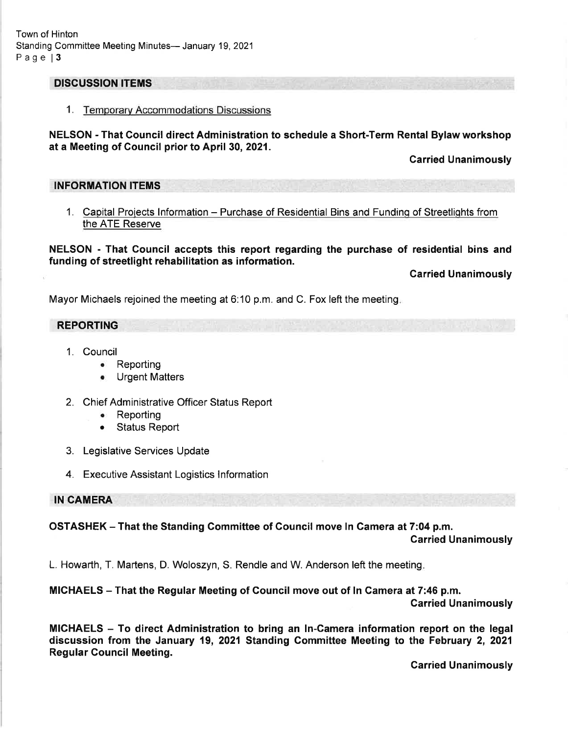## DISCUSSION ITEMS

1. Temporary Accommodations Discussions

**NELSON - That Council direct Administration to schedule a Short-Term Rental Bylaw workshop at a Meeting of Council prior to April 30, 2021.**

**Carried Unanimously**

## INFORMATION ITEMS

1. Capital Projects Information – Purchase of Residential Bins and Funding of Streetlights from the ATE Reserve

**NELSON - That Council accepts this report regarding the purchase of residential bins and funding of streetlight rehabilitation as information.**

**Carried Unanimously**

Mayor Michaels rejoined the meeting at 6:10 p.m. and C. Fox left the meeting.

## REPORTING

1. Council
   - Reporting
   - Urgent Matters
2. Chief Administrative Officer Status Report
   - Reporting
   - Status Report
3. Legislative Services Update
4. Executive Assistant Logistics Information

## IN CAMERA

**OSTASHEK – That the Standing Committee of Council move In Camera at 7:04 p.m.**

**Carried Unanimously**

L. Howarth, T. Martens, D. Woloszyn, S. Rendle and W. Anderson left the meeting.

**MICHAELS – That the Regular Meeting of Council move out of In Camera at 7:46 p.m.**

**Carried Unanimously**

**MICHAELS – To direct Administration to bring an In-Camera information report on the legal discussion from the January 19, 2021 Standing Committee Meeting to the February 2, 2021 Regular Council Meeting.**

**Carried Unanimously**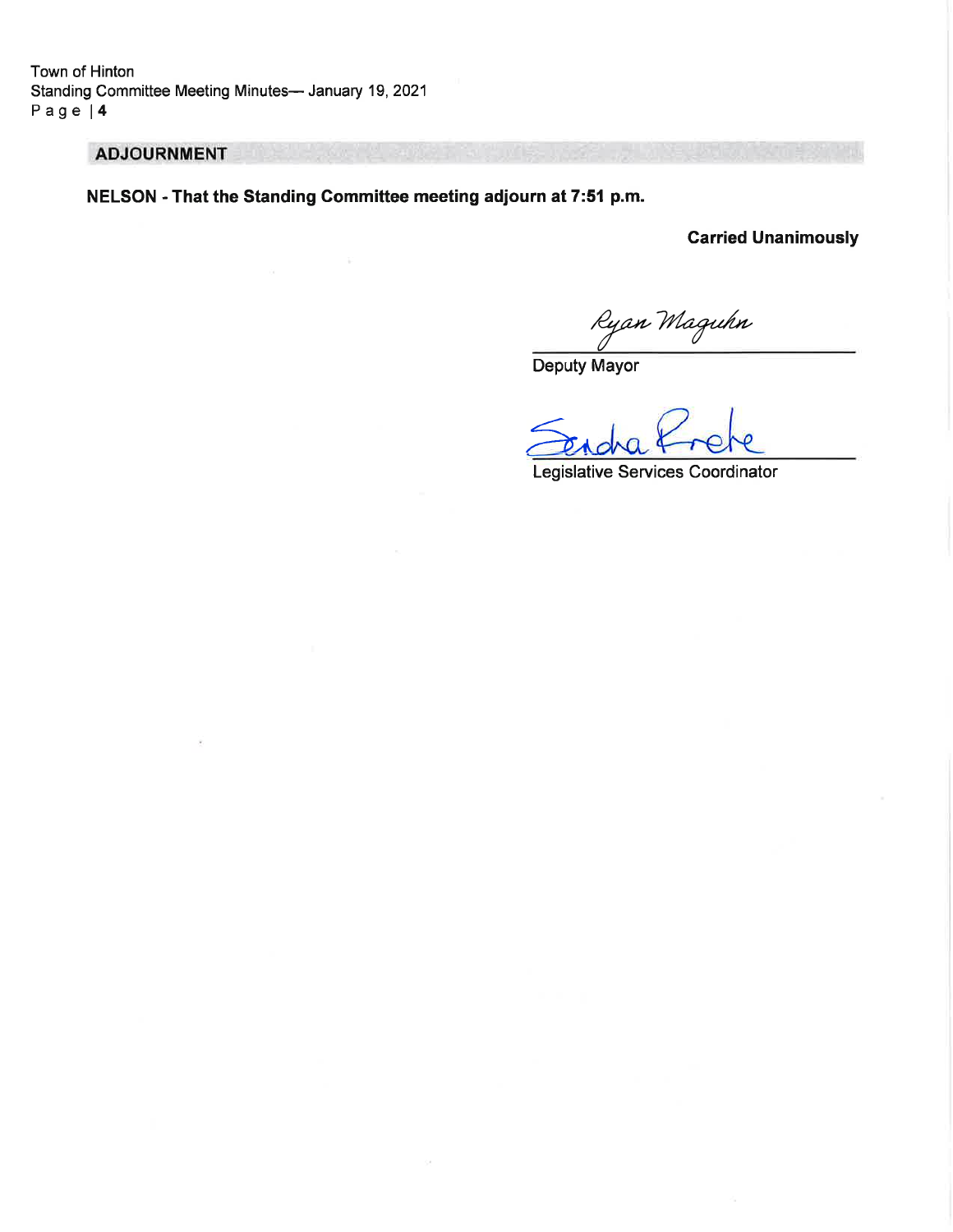## ADJOURNMENT

**NELSON - That the Standing Committee meeting adjourn at 7:51 p.m.**

**Carried Unanimously**

Ryan Maguhn

Deputy Mayor

Sandra Freke

Legislative Services Coordinator